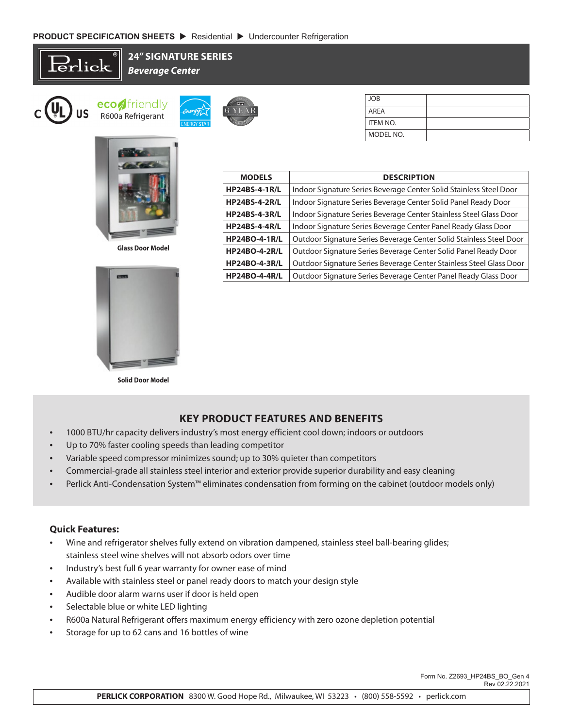**PRODUCT SPECIFICATION SHEETS** ▶ Residential ▶ Undercounter Refrigeration

# 24" SIGNATURE SERIES

***Beverage Center***

C UL US

eco friendly R600a Refrigerant

ENERGY STAR

6 YEAR

| JOB | |
|---|---|
| AREA | |
| ITEM NO. | |
| MODEL NO. | |

Glass Door Model

Solid Door Model

| MODELS | DESCRIPTION |
|---|---|
| **HP24BS-4-1R/L** | Indoor Signature Series Beverage Center Solid Stainless Steel Door |
| **HP24BS-4-2R/L** | Indoor Signature Series Beverage Center Solid Panel Ready Door |
| **HP24BS-4-3R/L** | Indoor Signature Series Beverage Center Stainless Steel Glass Door |
| **HP24BS-4-4R/L** | Indoor Signature Series Beverage Center Panel Ready Glass Door |
| **HP24BO-4-1R/L** | Outdoor Signature Series Beverage Center Solid Stainless Steel Door |
| **HP24BO-4-2R/L** | Outdoor Signature Series Beverage Center Solid Panel Ready Door |
| **HP24BO-4-3R/L** | Outdoor Signature Series Beverage Center Stainless Steel Glass Door |
| **HP24BO-4-4R/L** | Outdoor Signature Series Beverage Center Panel Ready Glass Door |

## KEY PRODUCT FEATURES AND BENEFITS

- 1000 BTU/hr capacity delivers industry's most energy efficient cool down; indoors or outdoors
- Up to 70% faster cooling speeds than leading competitor
- Variable speed compressor minimizes sound; up to 30% quieter than competitors
- Commercial-grade all stainless steel interior and exterior provide superior durability and easy cleaning
- Perlick Anti-Condensation System™ eliminates condensation from forming on the cabinet (outdoor models only)

### Quick Features:

- Wine and refrigerator shelves fully extend on vibration dampened, stainless steel ball-bearing glides; stainless steel wine shelves will not absorb odors over time
- Industry's best full 6 year warranty for owner ease of mind
- Available with stainless steel or panel ready doors to match your design style
- Audible door alarm warns user if door is held open
- Selectable blue or white LED lighting
- R600a Natural Refrigerant offers maximum energy efficiency with zero ozone depletion potential
- Storage for up to 62 cans and 16 bottles of wine

Form No. Z2693_HP24BS_BO_Gen 4
Rev 02.22.2021

**PERLICK CORPORATION** 8300 W. Good Hope Rd., Milwaukee, WI 53223 • (800) 558-5592 • perlick.com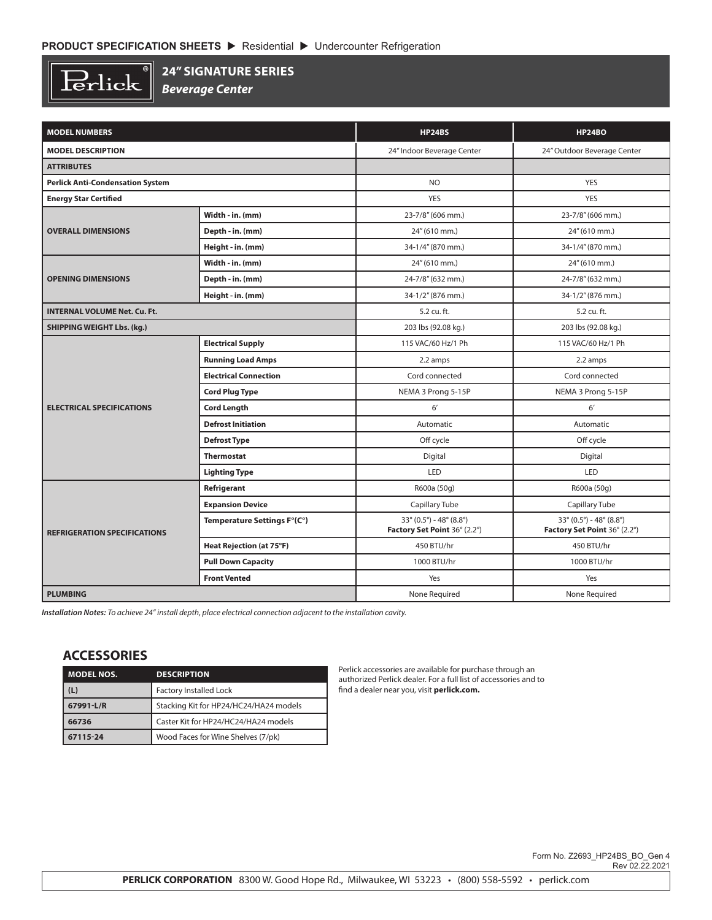**PRODUCT SPECIFICATION SHEETS ▶ Residential ▶ Undercounter Refrigeration**

# 24" SIGNATURE SERIES

***Beverage Center***

| MODEL NUMBERS | | HP24BS | HP24BO |
|---|---|---|---|
| **MODEL DESCRIPTION** | | 24" Indoor Beverage Center | 24" Outdoor Beverage Center |
| **ATTRIBUTES** | | | |
| **Perlick Anti-Condensation System** | | NO | YES |
| **Energy Star Certified** | | YES | YES |
| **OVERALL DIMENSIONS** | **Width - in. (mm)** | 23-7/8" (606 mm.) | 23-7/8" (606 mm.) |
| | **Depth - in. (mm)** | 24" (610 mm.) | 24" (610 mm.) |
| | **Height - in. (mm)** | 34-1/4" (870 mm.) | 34-1/4" (870 mm.) |
| **OPENING DIMENSIONS** | **Width - in. (mm)** | 24" (610 mm.) | 24" (610 mm.) |
| | **Depth - in. (mm)** | 24-7/8" (632 mm.) | 24-7/8" (632 mm.) |
| | **Height - in. (mm)** | 34-1/2" (876 mm.) | 34-1/2" (876 mm.) |
| **INTERNAL VOLUME Net. Cu. Ft.** | | 5.2 cu. ft. | 5.2 cu. ft. |
| **SHIPPING WEIGHT Lbs. (kg.)** | | 203 lbs (92.08 kg.) | 203 lbs (92.08 kg.) |
| **ELECTRICAL SPECIFICATIONS** | **Electrical Supply** | 115 VAC/60 Hz/1 Ph | 115 VAC/60 Hz/1 Ph |
| | **Running Load Amps** | 2.2 amps | 2.2 amps |
| | **Electrical Connection** | Cord connected | Cord connected |
| | **Cord Plug Type** | NEMA 3 Prong 5-15P | NEMA 3 Prong 5-15P |
| | **Cord Length** | 6' | 6' |
| | **Defrost Initiation** | Automatic | Automatic |
| | **Defrost Type** | Off cycle | Off cycle |
| | **Thermostat** | Digital | Digital |
| | **Lighting Type** | LED | LED |
| **REFRIGERATION SPECIFICATIONS** | **Refrigerant** | R600a (50g) | R600a (50g) |
| | **Expansion Device** | Capillary Tube | Capillary Tube |
| | **Temperature Settings F°(C°)** | 33° (0.5°) - 48° (8.8°) **Factory Set Point** 36° (2.2°) | 33° (0.5°) - 48° (8.8°) **Factory Set Point** 36° (2.2°) |
| | **Heat Rejection (at 75°F)** | 450 BTU/hr | 450 BTU/hr |
| | **Pull Down Capacity** | 1000 BTU/hr | 1000 BTU/hr |
| | **Front Vented** | Yes | Yes |
| **PLUMBING** | | None Required | None Required |

***Installation Notes:*** *To achieve 24" install depth, place electrical connection adjacent to the installation cavity.*

## ACCESSORIES

| MODEL NOS. | DESCRIPTION |
|---|---|
| (L) | Factory Installed Lock |
| 67991-L/R | Stacking Kit for HP24/HC24/HA24 models |
| 66736 | Caster Kit for HP24/HC24/HA24 models |
| 67115-24 | Wood Faces for Wine Shelves (7/pk) |

Perlick accessories are available for purchase through an authorized Perlick dealer. For a full list of accessories and to find a dealer near you, visit **perlick.com.**

Form No. Z2693_HP24BS_BO_Gen 4
Rev 02.22.2021

**PERLICK CORPORATION** 8300 W. Good Hope Rd., Milwaukee, WI 53223 • (800) 558-5592 • perlick.com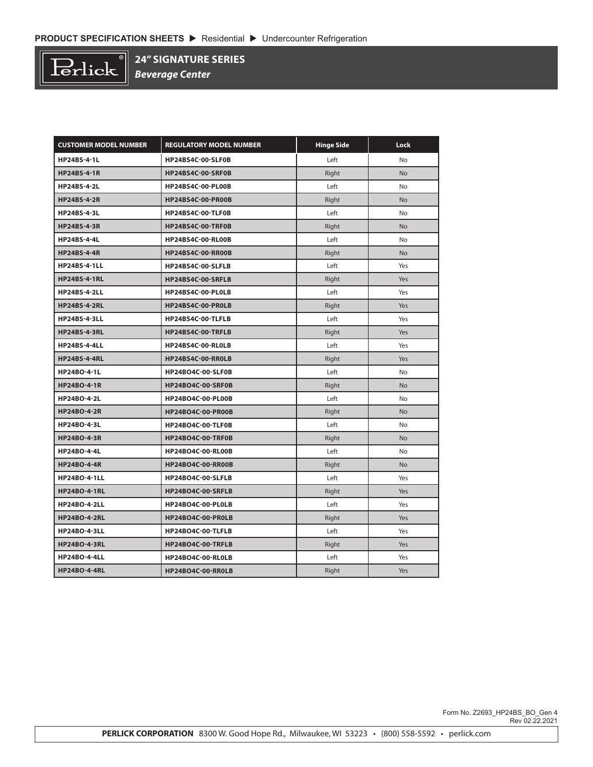PRODUCT SPECIFICATION SHEETS ▶ Residential ▶ Undercounter Refrigeration

# 24" SIGNATURE SERIES
***Beverage Center***

| CUSTOMER MODEL NUMBER | REGULATORY MODEL NUMBER | Hinge Side | Lock |
|---|---|---|---|
| HP24BS-4-1L | HP24BS4C-00-SLF0B | Left | No |
| HP24BS-4-1R | HP24BS4C-00-SRF0B | Right | No |
| HP24BS-4-2L | HP24BS4C-00-PL00B | Left | No |
| HP24BS-4-2R | HP24BS4C-00-PR00B | Right | No |
| HP24BS-4-3L | HP24BS4C-00-TLF0B | Left | No |
| HP24BS-4-3R | HP24BS4C-00-TRF0B | Right | No |
| HP24BS-4-4L | HP24BS4C-00-RL00B | Left | No |
| HP24BS-4-4R | HP24BS4C-00-RR00B | Right | No |
| HP24BS-4-1LL | HP24BS4C-00-SLFLB | Left | Yes |
| HP24BS-4-1RL | HP24BS4C-00-SRFLB | Right | Yes |
| HP24BS-4-2LL | HP24BS4C-00-PL0LB | Left | Yes |
| HP24BS-4-2RL | HP24BS4C-00-PR0LB | Right | Yes |
| HP24BS-4-3LL | HP24BS4C-00-TLFLB | Left | Yes |
| HP24BS-4-3RL | HP24BS4C-00-TRFLB | Right | Yes |
| HP24BS-4-4LL | HP24BS4C-00-RL0LB | Left | Yes |
| HP24BS-4-4RL | HP24BS4C-00-RR0LB | Right | Yes |
| HP24BO-4-1L | HP24BO4C-00-SLF0B | Left | No |
| HP24BO-4-1R | HP24BO4C-00-SRF0B | Right | No |
| HP24BO-4-2L | HP24BO4C-00-PL00B | Left | No |
| HP24BO-4-2R | HP24BO4C-00-PR00B | Right | No |
| HP24BO-4-3L | HP24BO4C-00-TLF0B | Left | No |
| HP24BO-4-3R | HP24BO4C-00-TRF0B | Right | No |
| HP24BO-4-4L | HP24BO4C-00-RL00B | Left | No |
| HP24BO-4-4R | HP24BO4C-00-RR00B | Right | No |
| HP24BO-4-1LL | HP24BO4C-00-SLFLB | Left | Yes |
| HP24BO-4-1RL | HP24BO4C-00-SRFLB | Right | Yes |
| HP24BO-4-2LL | HP24BO4C-00-PL0LB | Left | Yes |
| HP24BO-4-2RL | HP24BO4C-00-PR0LB | Right | Yes |
| HP24BO-4-3LL | HP24BO4C-00-TLFLB | Left | Yes |
| HP24BO-4-3RL | HP24BO4C-00-TRFLB | Right | Yes |
| HP24BO-4-4LL | HP24BO4C-00-RL0LB | Left | Yes |
| HP24BO-4-4RL | HP24BO4C-00-RR0LB | Right | Yes |

Form No. Z2693_HP24BS_BO_Gen 4
Rev 02.22.2021

**PERLICK CORPORATION** 8300 W. Good Hope Rd., Milwaukee, WI 53223 • (800) 558-5592 • perlick.com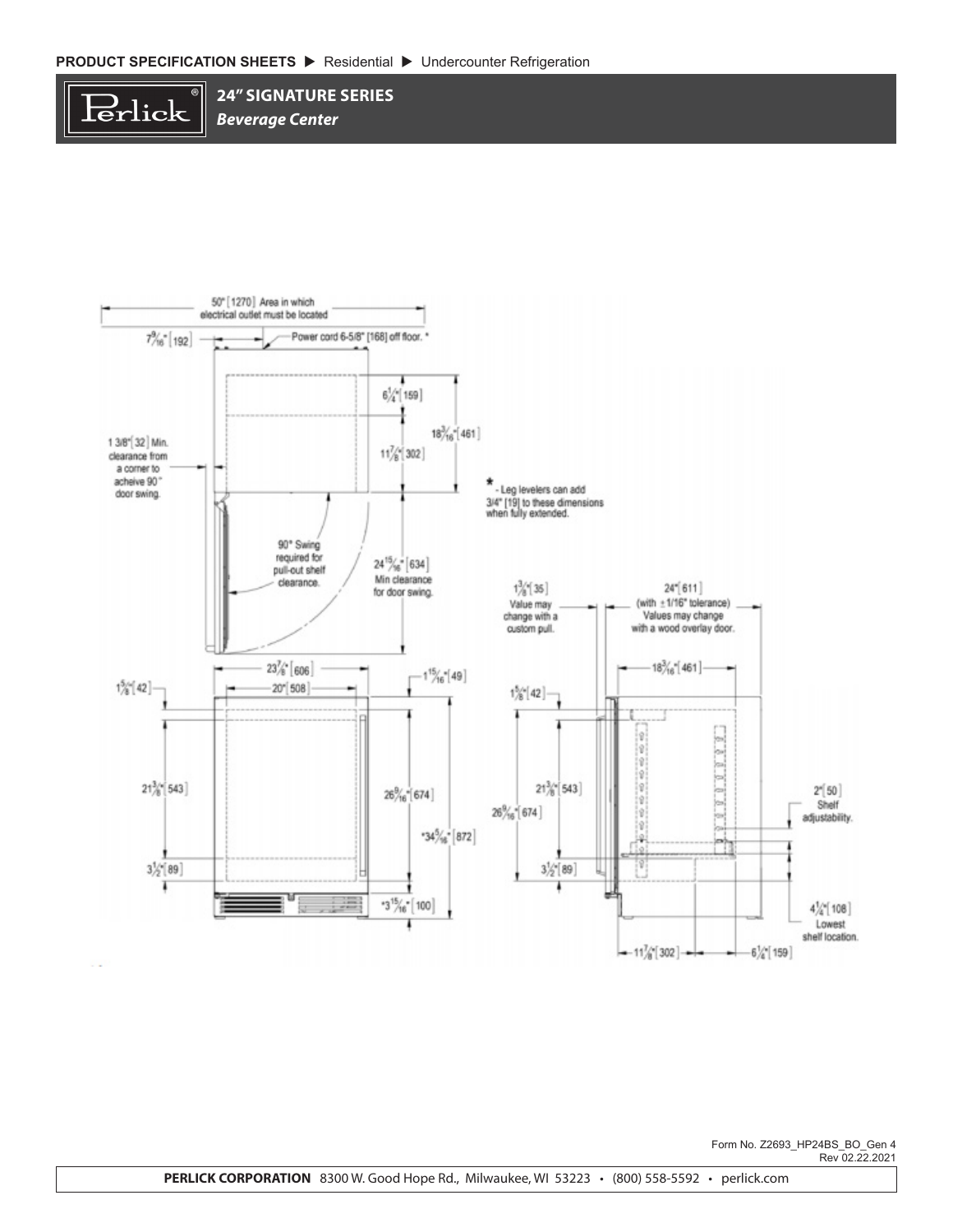PRODUCT SPECIFICATION SHEETS ▶ Residential ▶ Undercounter Refrigeration

# 24" SIGNATURE SERIES

***Beverage Center***

50" [1270] Area in which electrical outlet must be located

7 9/16" [192]

Power cord 6-5/8" [168] off floor. *

6 1/4" [159]

18 3/16" [461]

11 7/8" [302]

1 3/8" [32] Min. clearance from a corner to acheive 90° door swing.

* - Leg levelers can add 3/4" [19] to these dimensions when fully extended.

90° Swing required for pull-out shelf clearance.

24 15/16" [634] Min clearance for door swing.

1 3/8" [35] Value may change with a custom pull.

24" [611] (with ±1/16" tolerance) Values may change with a wood overlay door.

23 7/8" [606]

20" [508]

1 15/16" [49]

1 5/8" [42]

21 3/8" [543]

26 9/16" [674]

*34 5/16" [872]

3 1/2" [89]

*3 15/16" [100]

18 3/16" [461]

1 5/8" [42]

21 3/8" [543]

26 9/16" [674]

3 1/2" [89]

2" [50] Shelf adjustability.

4 1/4" [108] Lowest shelf location.

11 7/8" [302]

6 1/4" [159]

Form No. Z2693_HP24BS_BO_Gen 4
Rev 02.22.2021

**PERLICK CORPORATION** 8300 W. Good Hope Rd., Milwaukee, WI 53223 • (800) 558-5592 • perlick.com